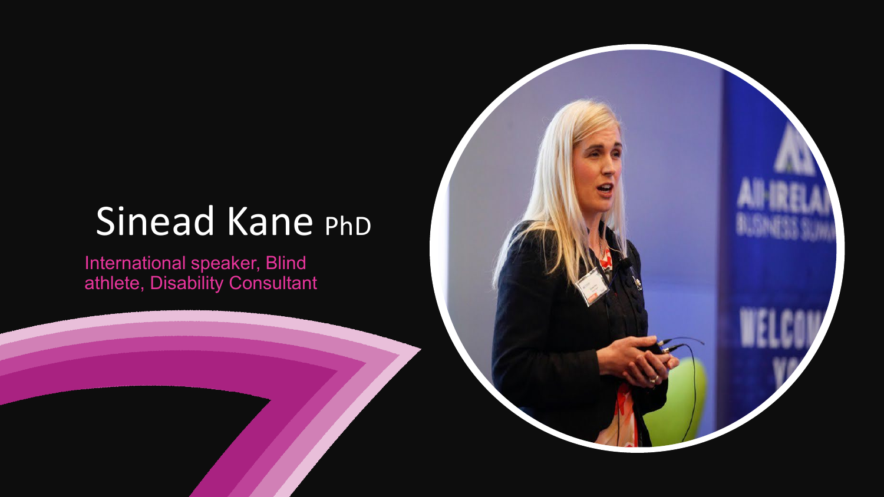# Sinead Kane PhD

International speaker, Blind athlete, Disability Consultant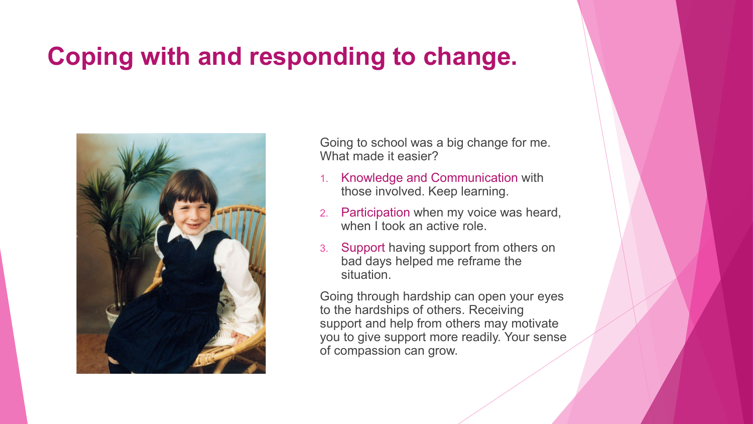# Coping with and responding to change.

Going to school was a big change for me. What made it easier?

1. Knowledge and Communication with those involved. Keep learning.
2. Participation when my voice was heard, when I took an active role.
3. Support having support from others on bad days helped me reframe the situation.

Going through hardship can open your eyes to the hardships of others. Receiving support and help from others may motivate you to give support more readily. Your sense of compassion can grow.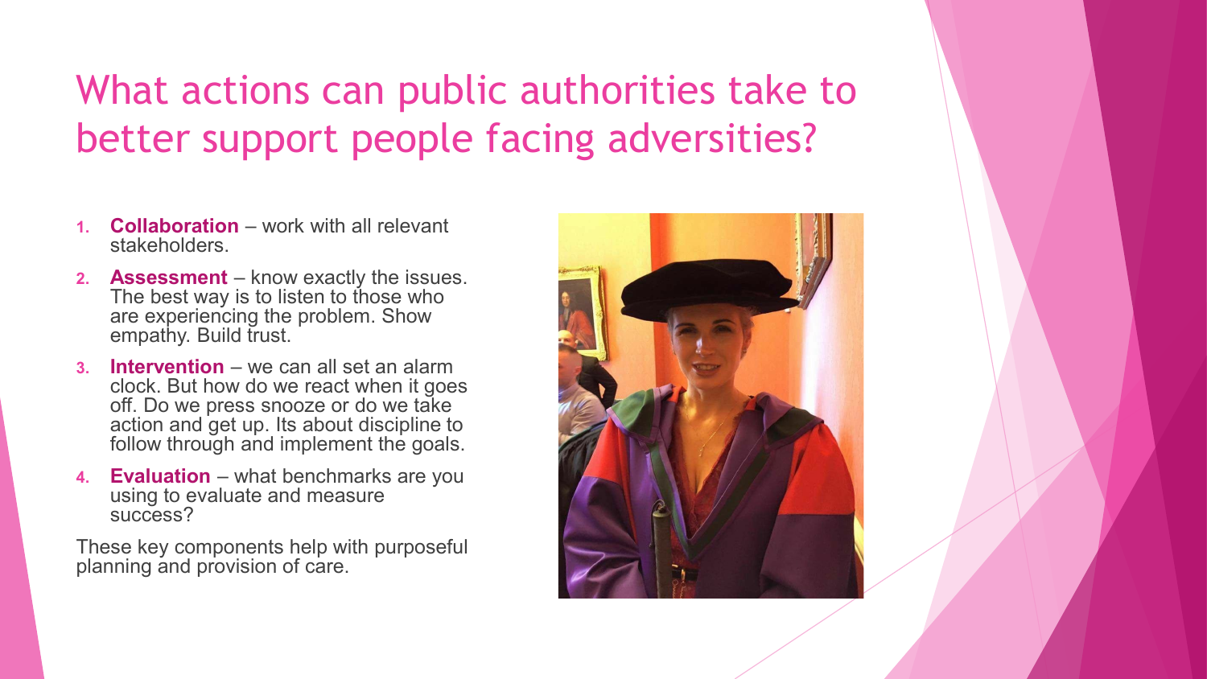# What actions can public authorities take to better support people facing adversities?

1. **Collaboration** – work with all relevant stakeholders.
2. **Assessment** – know exactly the issues. The best way is to listen to those who are experiencing the problem. Show empathy. Build trust.
3. **Intervention** – we can all set an alarm clock. But how do we react when it goes off. Do we press snooze or do we take action and get up. Its about discipline to follow through and implement the goals.
4. **Evaluation** – what benchmarks are you using to evaluate and measure success?

These key components help with purposeful planning and provision of care.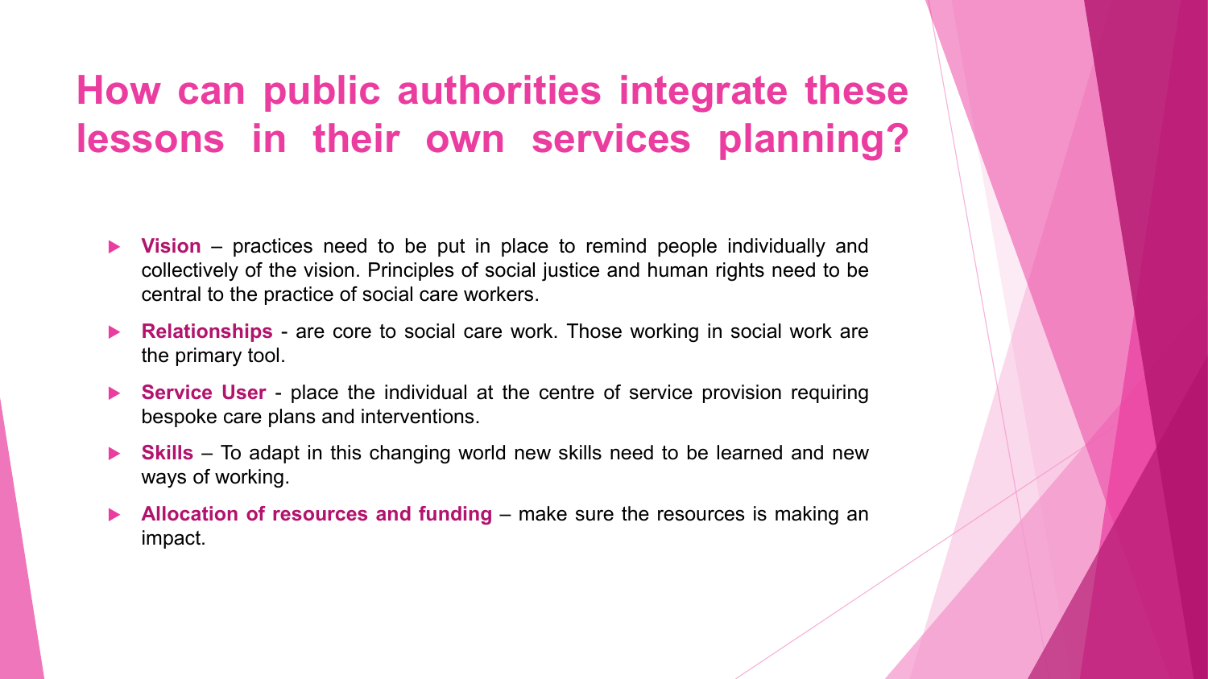# How can public authorities integrate these lessons in their own services planning?

- **Vision** – practices need to be put in place to remind people individually and collectively of the vision. Principles of social justice and human rights need to be central to the practice of social care workers.
- **Relationships** - are core to social care work. Those working in social work are the primary tool.
- **Service User** - place the individual at the centre of service provision requiring bespoke care plans and interventions.
- **Skills** – To adapt in this changing world new skills need to be learned and new ways of working.
- **Allocation of resources and funding** – make sure the resources is making an impact.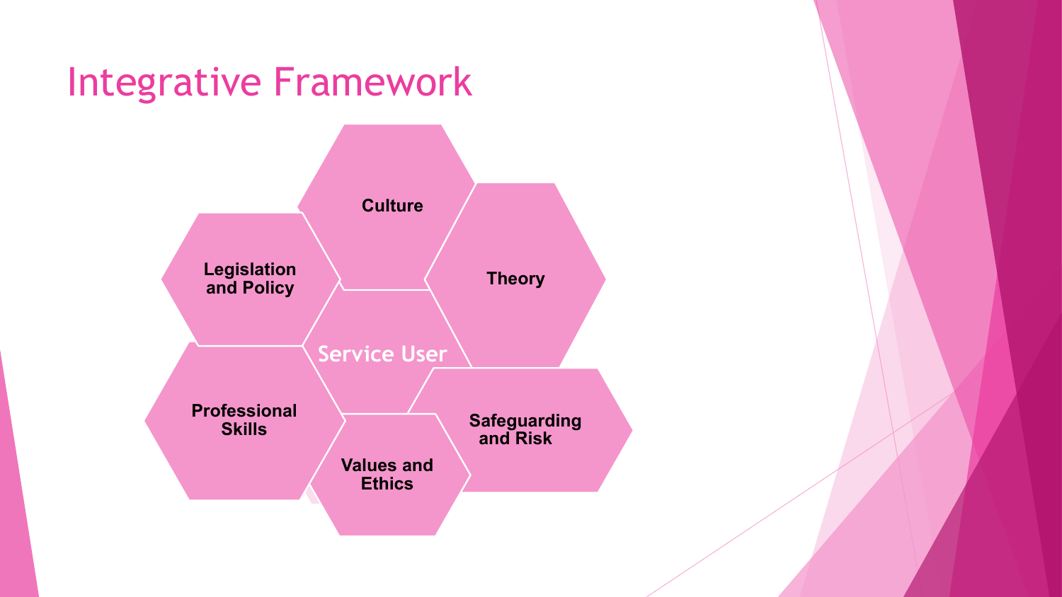# Integrative Framework

- Culture
- Legislation and Policy
- Theory
- Service User
- Professional Skills
- Safeguarding and Risk
- Values and Ethics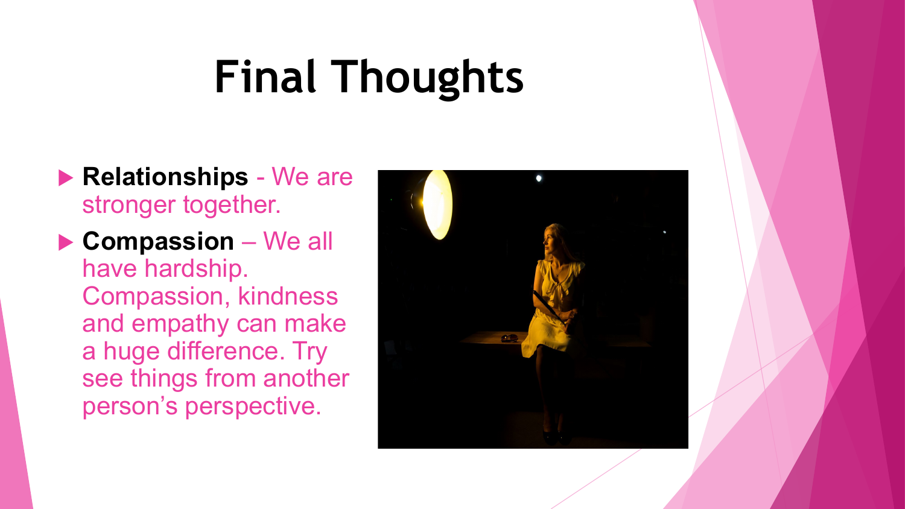# Final Thoughts

- **Relationships** - We are stronger together.
- **Compassion** – We all have hardship. Compassion, kindness and empathy can make a huge difference. Try see things from another person's perspective.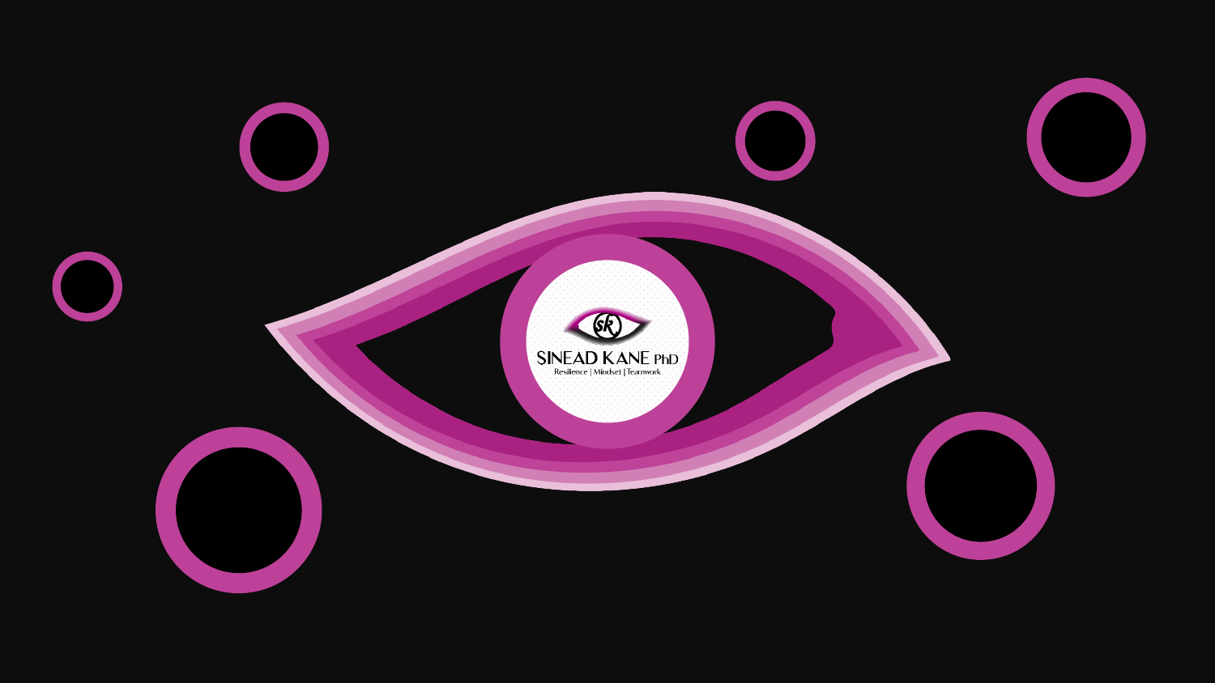SINEAD KANE PhD

Resilience | Mindset | Teamwork